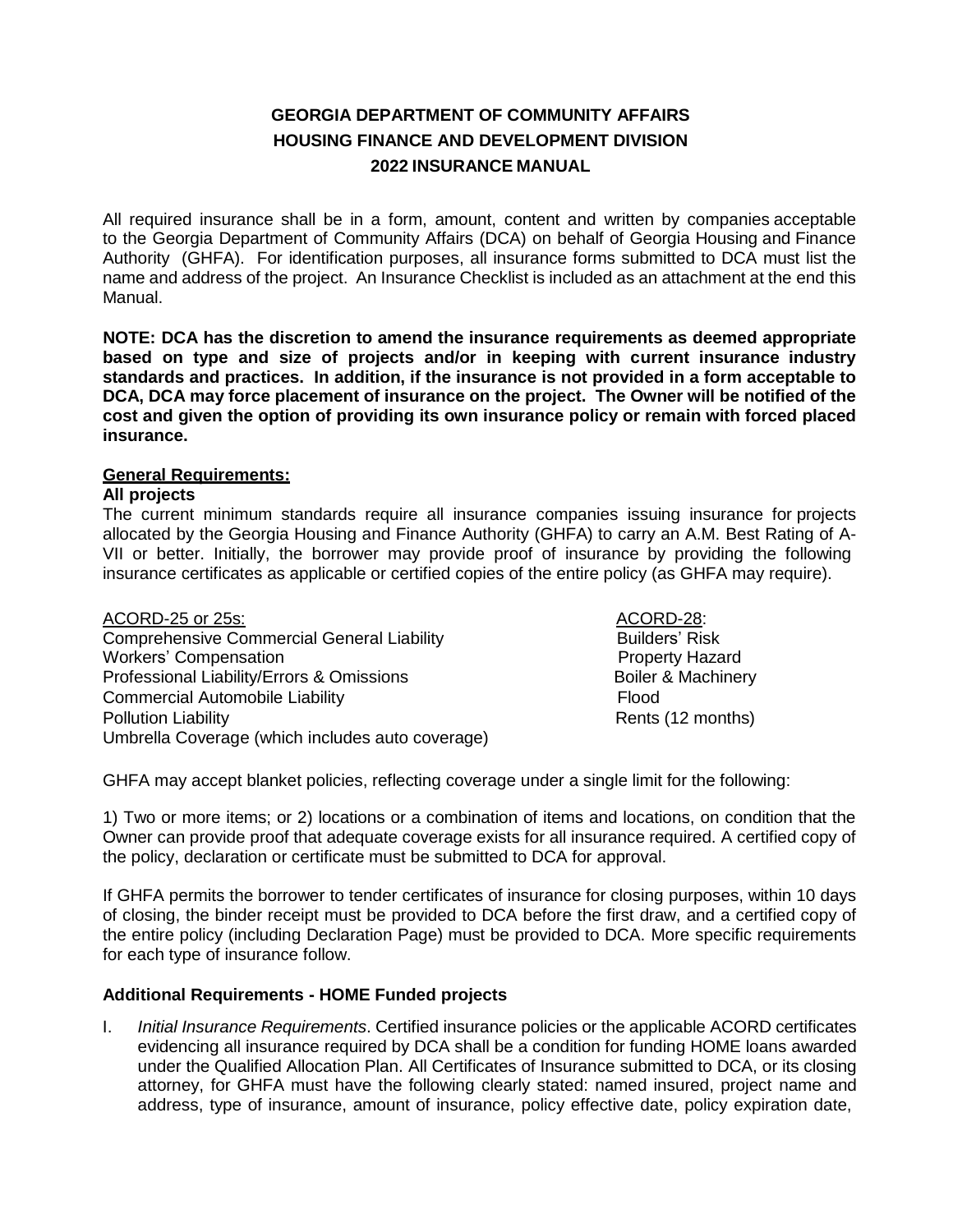# GEORGIA DEPARTMENT OF COMMUNITY AFFAIRS
## HOUSING FINANCE AND DEVELOPMENT DIVISION
## 2022 INSURANCE MANUAL

All required insurance shall be in a form, amount, content and written by companies acceptable to the Georgia Department of Community Affairs (DCA) on behalf of Georgia Housing and Finance Authority (GHFA). For identification purposes, all insurance forms submitted to DCA must list the name and address of the project. An Insurance Checklist is included as an attachment at the end this Manual.

**NOTE: DCA has the discretion to amend the insurance requirements as deemed appropriate based on type and size of projects and/or in keeping with current insurance industry standards and practices. In addition, if the insurance is not provided in a form acceptable to DCA, DCA may force placement of insurance on the project. The Owner will be notified of the cost and given the option of providing its own insurance policy or remain with forced placed insurance.**

**General Requirements:**

**All projects**

The current minimum standards require all insurance companies issuing insurance for projects allocated by the Georgia Housing and Finance Authority (GHFA) to carry an A.M. Best Rating of A-VII or better. Initially, the borrower may provide proof of insurance by providing the following insurance certificates as applicable or certified copies of the entire policy (as GHFA may require).

| ACORD-25 or 25s: | ACORD-28: |
|---|---|
| Comprehensive Commercial General Liability | Builders' Risk |
| Workers' Compensation | Property Hazard |
| Professional Liability/Errors & Omissions | Boiler & Machinery |
| Commercial Automobile Liability | Flood |
| Pollution Liability | Rents (12 months) |
| Umbrella Coverage (which includes auto coverage) | |

GHFA may accept blanket policies, reflecting coverage under a single limit for the following:

1) Two or more items; or 2) locations or a combination of items and locations, on condition that the Owner can provide proof that adequate coverage exists for all insurance required. A certified copy of the policy, declaration or certificate must be submitted to DCA for approval.

If GHFA permits the borrower to tender certificates of insurance for closing purposes, within 10 days of closing, the binder receipt must be provided to DCA before the first draw, and a certified copy of the entire policy (including Declaration Page) must be provided to DCA. More specific requirements for each type of insurance follow.

**Additional Requirements - HOME Funded projects**

I. *Initial Insurance Requirements*. Certified insurance policies or the applicable ACORD certificates evidencing all insurance required by DCA shall be a condition for funding HOME loans awarded under the Qualified Allocation Plan. All Certificates of Insurance submitted to DCA, or its closing attorney, for GHFA must have the following clearly stated: named insured, project name and address, type of insurance, amount of insurance, policy effective date, policy expiration date,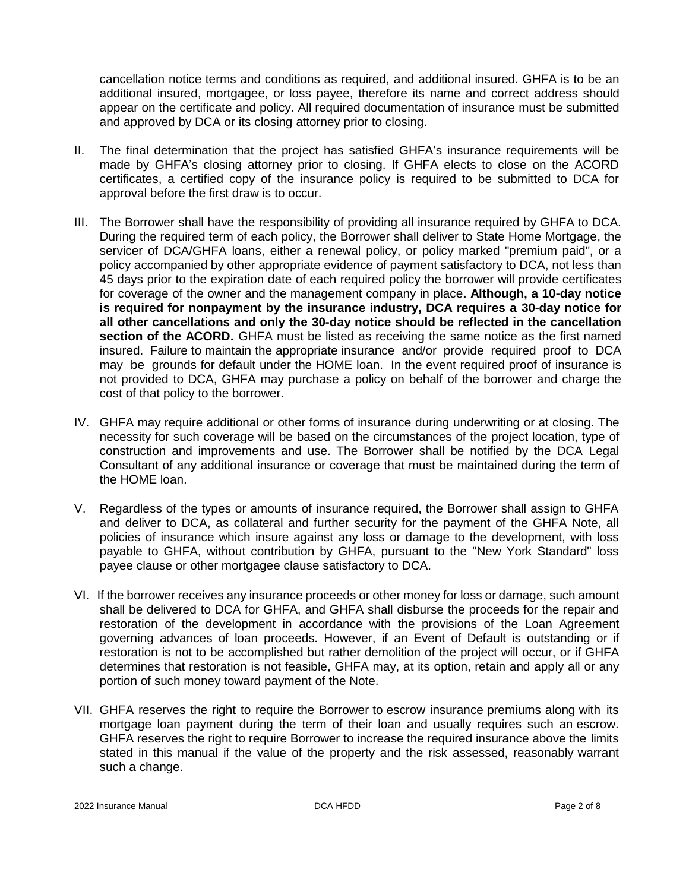cancellation notice terms and conditions as required, and additional insured. GHFA is to be an additional insured, mortgagee, or loss payee, therefore its name and correct address should appear on the certificate and policy. All required documentation of insurance must be submitted and approved by DCA or its closing attorney prior to closing.

II. The final determination that the project has satisfied GHFA's insurance requirements will be made by GHFA's closing attorney prior to closing. If GHFA elects to close on the ACORD certificates, a certified copy of the insurance policy is required to be submitted to DCA for approval before the first draw is to occur.

III. The Borrower shall have the responsibility of providing all insurance required by GHFA to DCA. During the required term of each policy, the Borrower shall deliver to State Home Mortgage, the servicer of DCA/GHFA loans, either a renewal policy, or policy marked "premium paid", or a policy accompanied by other appropriate evidence of payment satisfactory to DCA, not less than 45 days prior to the expiration date of each required policy the borrower will provide certificates for coverage of the owner and the management company in place**. Although, a 10-day notice is required for nonpayment by the insurance industry, DCA requires a 30-day notice for all other cancellations and only the 30-day notice should be reflected in the cancellation section of the ACORD.** GHFA must be listed as receiving the same notice as the first named insured. Failure to maintain the appropriate insurance and/or provide required proof to DCA may be grounds for default under the HOME loan. In the event required proof of insurance is not provided to DCA, GHFA may purchase a policy on behalf of the borrower and charge the cost of that policy to the borrower.

IV. GHFA may require additional or other forms of insurance during underwriting or at closing. The necessity for such coverage will be based on the circumstances of the project location, type of construction and improvements and use. The Borrower shall be notified by the DCA Legal Consultant of any additional insurance or coverage that must be maintained during the term of the HOME loan.

V. Regardless of the types or amounts of insurance required, the Borrower shall assign to GHFA and deliver to DCA, as collateral and further security for the payment of the GHFA Note, all policies of insurance which insure against any loss or damage to the development, with loss payable to GHFA, without contribution by GHFA, pursuant to the "New York Standard" loss payee clause or other mortgagee clause satisfactory to DCA.

VI. If the borrower receives any insurance proceeds or other money for loss or damage, such amount shall be delivered to DCA for GHFA, and GHFA shall disburse the proceeds for the repair and restoration of the development in accordance with the provisions of the Loan Agreement governing advances of loan proceeds. However, if an Event of Default is outstanding or if restoration is not to be accomplished but rather demolition of the project will occur, or if GHFA determines that restoration is not feasible, GHFA may, at its option, retain and apply all or any portion of such money toward payment of the Note.

VII. GHFA reserves the right to require the Borrower to escrow insurance premiums along with its mortgage loan payment during the term of their loan and usually requires such an escrow. GHFA reserves the right to require Borrower to increase the required insurance above the limits stated in this manual if the value of the property and the risk assessed, reasonably warrant such a change.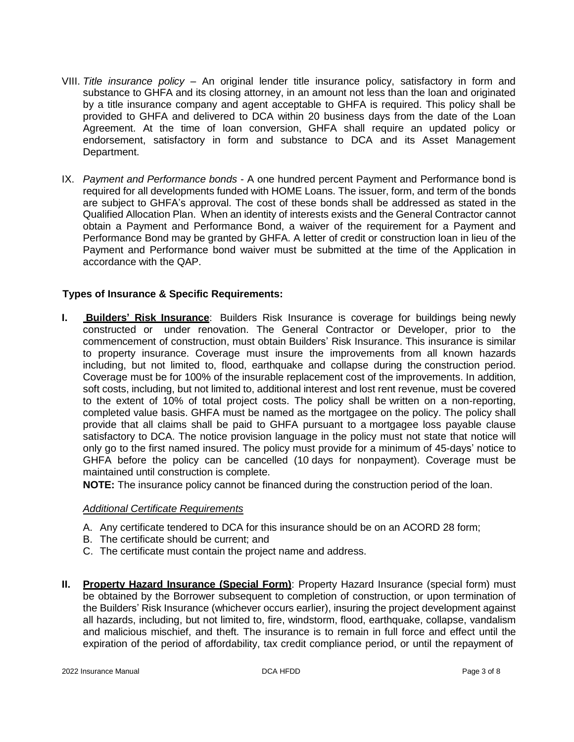VIII. *Title insurance policy* – An original lender title insurance policy, satisfactory in form and substance to GHFA and its closing attorney, in an amount not less than the loan and originated by a title insurance company and agent acceptable to GHFA is required. This policy shall be provided to GHFA and delivered to DCA within 20 business days from the date of the Loan Agreement. At the time of loan conversion, GHFA shall require an updated policy or endorsement, satisfactory in form and substance to DCA and its Asset Management Department.

IX. *Payment and Performance bonds* - A one hundred percent Payment and Performance bond is required for all developments funded with HOME Loans. The issuer, form, and term of the bonds are subject to GHFA's approval. The cost of these bonds shall be addressed as stated in the Qualified Allocation Plan. When an identity of interests exists and the General Contractor cannot obtain a Payment and Performance Bond, a waiver of the requirement for a Payment and Performance Bond may be granted by GHFA. A letter of credit or construction loan in lieu of the Payment and Performance bond waiver must be submitted at the time of the Application in accordance with the QAP.

### Types of Insurance & Specific Requirements:

**I. Builders' Risk Insurance**: Builders Risk Insurance is coverage for buildings being newly constructed or under renovation. The General Contractor or Developer, prior to the commencement of construction, must obtain Builders' Risk Insurance. This insurance is similar to property insurance. Coverage must insure the improvements from all known hazards including, but not limited to, flood, earthquake and collapse during the construction period. Coverage must be for 100% of the insurable replacement cost of the improvements. In addition, soft costs, including, but not limited to, additional interest and lost rent revenue, must be covered to the extent of 10% of total project costs. The policy shall be written on a non-reporting, completed value basis. GHFA must be named as the mortgagee on the policy. The policy shall provide that all claims shall be paid to GHFA pursuant to a mortgagee loss payable clause satisfactory to DCA. The notice provision language in the policy must not state that notice will only go to the first named insured. The policy must provide for a minimum of 45-days' notice to GHFA before the policy can be cancelled (10 days for nonpayment). Coverage must be maintained until construction is complete.

**NOTE:** The insurance policy cannot be financed during the construction period of the loan.

*Additional Certificate Requirements*

A. Any certificate tendered to DCA for this insurance should be on an ACORD 28 form;
B. The certificate should be current; and
C. The certificate must contain the project name and address.

**II. Property Hazard Insurance (Special Form)**: Property Hazard Insurance (special form) must be obtained by the Borrower subsequent to completion of construction, or upon termination of the Builders' Risk Insurance (whichever occurs earlier), insuring the project development against all hazards, including, but not limited to, fire, windstorm, flood, earthquake, collapse, vandalism and malicious mischief, and theft. The insurance is to remain in full force and effect until the expiration of the period of affordability, tax credit compliance period, or until the repayment of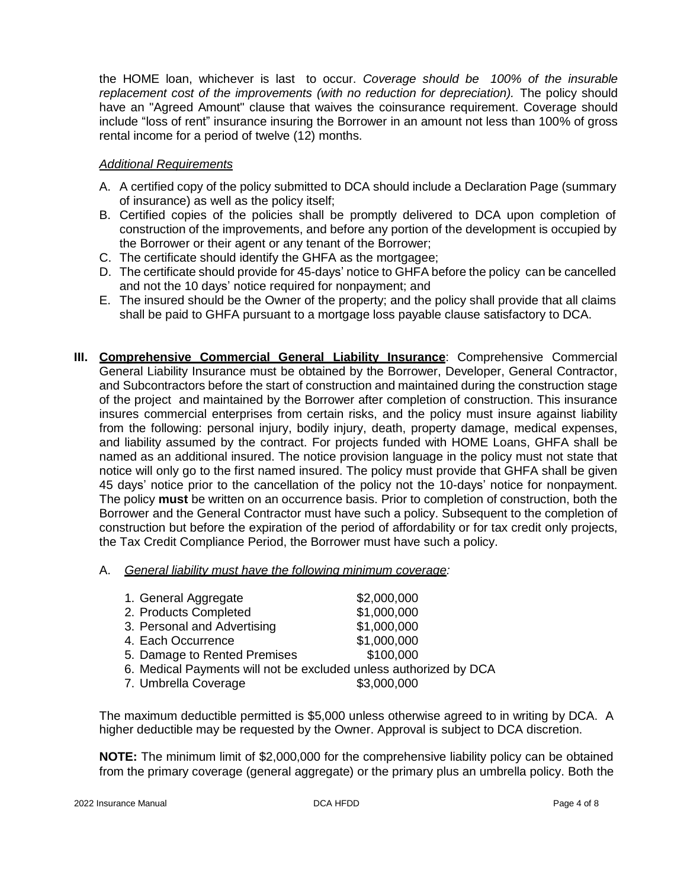the HOME loan, whichever is last to occur. *Coverage should be 100% of the insurable replacement cost of the improvements (with no reduction for depreciation).* The policy should have an "Agreed Amount" clause that waives the coinsurance requirement. Coverage should include "loss of rent" insurance insuring the Borrower in an amount not less than 100% of gross rental income for a period of twelve (12) months.

*Additional Requirements*

A. A certified copy of the policy submitted to DCA should include a Declaration Page (summary of insurance) as well as the policy itself;
B. Certified copies of the policies shall be promptly delivered to DCA upon completion of construction of the improvements, and before any portion of the development is occupied by the Borrower or their agent or any tenant of the Borrower;
C. The certificate should identify the GHFA as the mortgagee;
D. The certificate should provide for 45-days' notice to GHFA before the policy can be cancelled and not the 10 days' notice required for nonpayment; and
E. The insured should be the Owner of the property; and the policy shall provide that all claims shall be paid to GHFA pursuant to a mortgage loss payable clause satisfactory to DCA.

**III. Comprehensive Commercial General Liability Insurance**: Comprehensive Commercial General Liability Insurance must be obtained by the Borrower, Developer, General Contractor, and Subcontractors before the start of construction and maintained during the construction stage of the project and maintained by the Borrower after completion of construction. This insurance insures commercial enterprises from certain risks, and the policy must insure against liability from the following: personal injury, bodily injury, death, property damage, medical expenses, and liability assumed by the contract. For projects funded with HOME Loans, GHFA shall be named as an additional insured. The notice provision language in the policy must not state that notice will only go to the first named insured. The policy must provide that GHFA shall be given 45 days' notice prior to the cancellation of the policy not the 10-days' notice for nonpayment. The policy **must** be written on an occurrence basis. Prior to completion of construction, both the Borrower and the General Contractor must have such a policy. Subsequent to the completion of construction but before the expiration of the period of affordability or for tax credit only projects, the Tax Credit Compliance Period, the Borrower must have such a policy.

A. *General liability must have the following minimum coverage:*

1. General Aggregate $2,000,000
2. Products Completed $1,000,000
3. Personal and Advertising $1,000,000
4. Each Occurrence $1,000,000
5. Damage to Rented Premises $100,000
6. Medical Payments will not be excluded unless authorized by DCA
7. Umbrella Coverage $3,000,000

The maximum deductible permitted is $5,000 unless otherwise agreed to in writing by DCA. A higher deductible may be requested by the Owner. Approval is subject to DCA discretion.

**NOTE:** The minimum limit of $2,000,000 for the comprehensive liability policy can be obtained from the primary coverage (general aggregate) or the primary plus an umbrella policy. Both the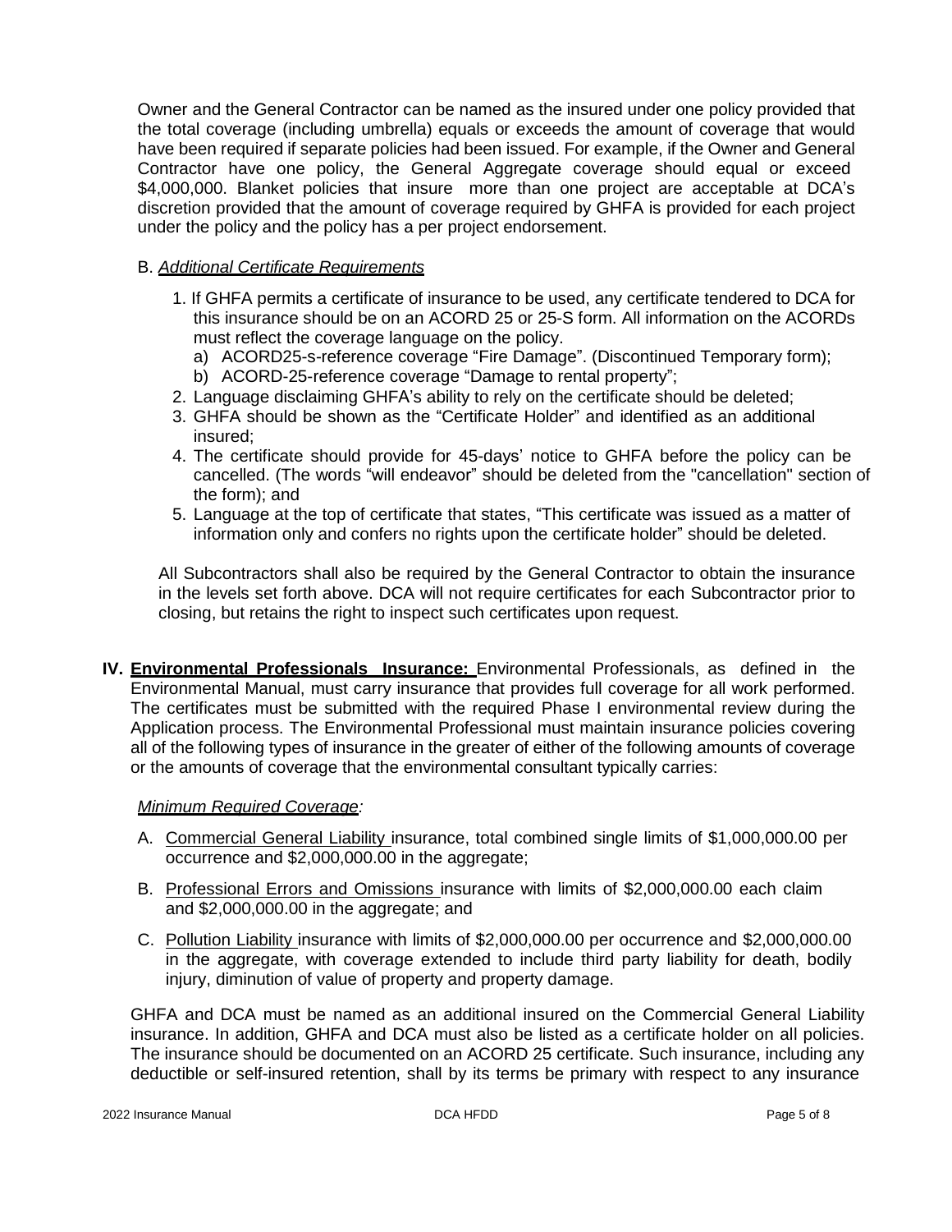Owner and the General Contractor can be named as the insured under one policy provided that the total coverage (including umbrella) equals or exceeds the amount of coverage that would have been required if separate policies had been issued. For example, if the Owner and General Contractor have one policy, the General Aggregate coverage should equal or exceed $4,000,000. Blanket policies that insure more than one project are acceptable at DCA's discretion provided that the amount of coverage required by GHFA is provided for each project under the policy and the policy has a per project endorsement.

B. *Additional Certificate Requirements*

1. If GHFA permits a certificate of insurance to be used, any certificate tendered to DCA for this insurance should be on an ACORD 25 or 25-S form. All information on the ACORDs must reflect the coverage language on the policy.
   a) ACORD25-s-reference coverage "Fire Damage". (Discontinued Temporary form);
   b) ACORD-25-reference coverage "Damage to rental property";
2. Language disclaiming GHFA's ability to rely on the certificate should be deleted;
3. GHFA should be shown as the "Certificate Holder" and identified as an additional insured;
4. The certificate should provide for 45-days' notice to GHFA before the policy can be cancelled. (The words "will endeavor" should be deleted from the "cancellation" section of the form); and
5. Language at the top of certificate that states, "This certificate was issued as a matter of information only and confers no rights upon the certificate holder" should be deleted.

All Subcontractors shall also be required by the General Contractor to obtain the insurance in the levels set forth above. DCA will not require certificates for each Subcontractor prior to closing, but retains the right to inspect such certificates upon request.

**IV. Environmental Professionals Insurance:** Environmental Professionals, as defined in the Environmental Manual, must carry insurance that provides full coverage for all work performed. The certificates must be submitted with the required Phase I environmental review during the Application process. The Environmental Professional must maintain insurance policies covering all of the following types of insurance in the greater of either of the following amounts of coverage or the amounts of coverage that the environmental consultant typically carries:

*Minimum Required Coverage:*

A. Commercial General Liability insurance, total combined single limits of $1,000,000.00 per occurrence and $2,000,000.00 in the aggregate;

B. Professional Errors and Omissions insurance with limits of $2,000,000.00 each claim and $2,000,000.00 in the aggregate; and

C. Pollution Liability insurance with limits of $2,000,000.00 per occurrence and $2,000,000.00 in the aggregate, with coverage extended to include third party liability for death, bodily injury, diminution of value of property and property damage.

GHFA and DCA must be named as an additional insured on the Commercial General Liability insurance. In addition, GHFA and DCA must also be listed as a certificate holder on all policies. The insurance should be documented on an ACORD 25 certificate. Such insurance, including any deductible or self-insured retention, shall by its terms be primary with respect to any insurance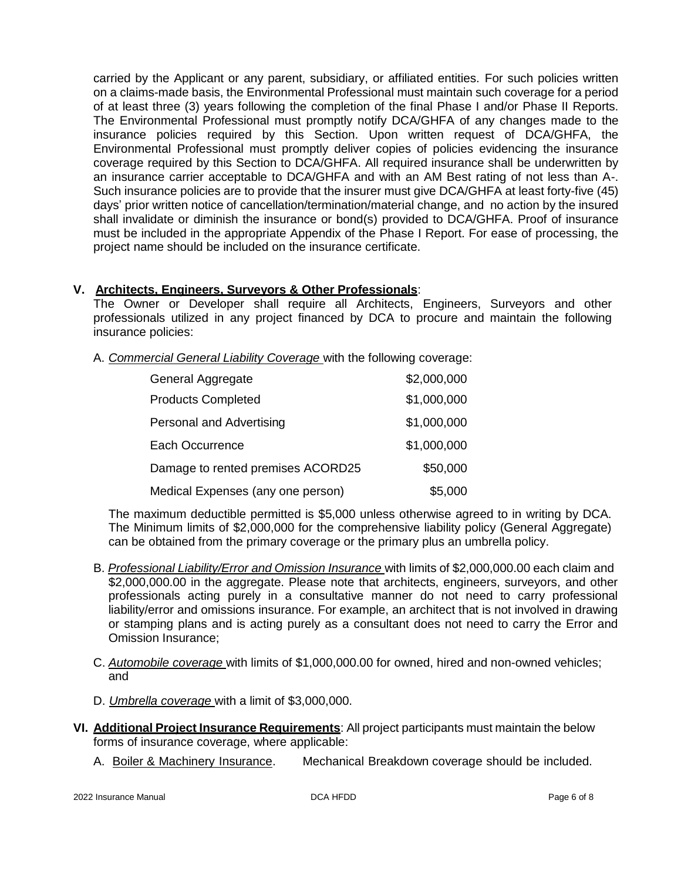carried by the Applicant or any parent, subsidiary, or affiliated entities. For such policies written on a claims-made basis, the Environmental Professional must maintain such coverage for a period of at least three (3) years following the completion of the final Phase I and/or Phase II Reports. The Environmental Professional must promptly notify DCA/GHFA of any changes made to the insurance policies required by this Section. Upon written request of DCA/GHFA, the Environmental Professional must promptly deliver copies of policies evidencing the insurance coverage required by this Section to DCA/GHFA. All required insurance shall be underwritten by an insurance carrier acceptable to DCA/GHFA and with an AM Best rating of not less than A-. Such insurance policies are to provide that the insurer must give DCA/GHFA at least forty-five (45) days' prior written notice of cancellation/termination/material change, and no action by the insured shall invalidate or diminish the insurance or bond(s) provided to DCA/GHFA. Proof of insurance must be included in the appropriate Appendix of the Phase I Report. For ease of processing, the project name should be included on the insurance certificate.

## V. **Architects, Engineers, Surveyors & Other Professionals**:

The Owner or Developer shall require all Architects, Engineers, Surveyors and other professionals utilized in any project financed by DCA to procure and maintain the following insurance policies:

A. *Commercial General Liability Coverage* with the following coverage:

| Coverage | Limit |
|---|---|
| General Aggregate | \$2,000,000 |
| Products Completed | \$1,000,000 |
| Personal and Advertising | \$1,000,000 |
| Each Occurrence | \$1,000,000 |
| Damage to rented premises ACORD25 | \$50,000 |
| Medical Expenses (any one person) | \$5,000 |

The maximum deductible permitted is \$5,000 unless otherwise agreed to in writing by DCA. The Minimum limits of \$2,000,000 for the comprehensive liability policy (General Aggregate) can be obtained from the primary coverage or the primary plus an umbrella policy.

B. *Professional Liability/Error and Omission Insurance* with limits of \$2,000,000.00 each claim and \$2,000,000.00 in the aggregate. Please note that architects, engineers, surveyors, and other professionals acting purely in a consultative manner do not need to carry professional liability/error and omissions insurance. For example, an architect that is not involved in drawing or stamping plans and is acting purely as a consultant does not need to carry the Error and Omission Insurance;

C. *Automobile coverage* with limits of \$1,000,000.00 for owned, hired and non-owned vehicles; and

D. *Umbrella coverage* with a limit of \$3,000,000.

## VI. **Additional Project Insurance Requirements**:

All project participants must maintain the below forms of insurance coverage, where applicable:

A. Boiler & Machinery Insurance. Mechanical Breakdown coverage should be included.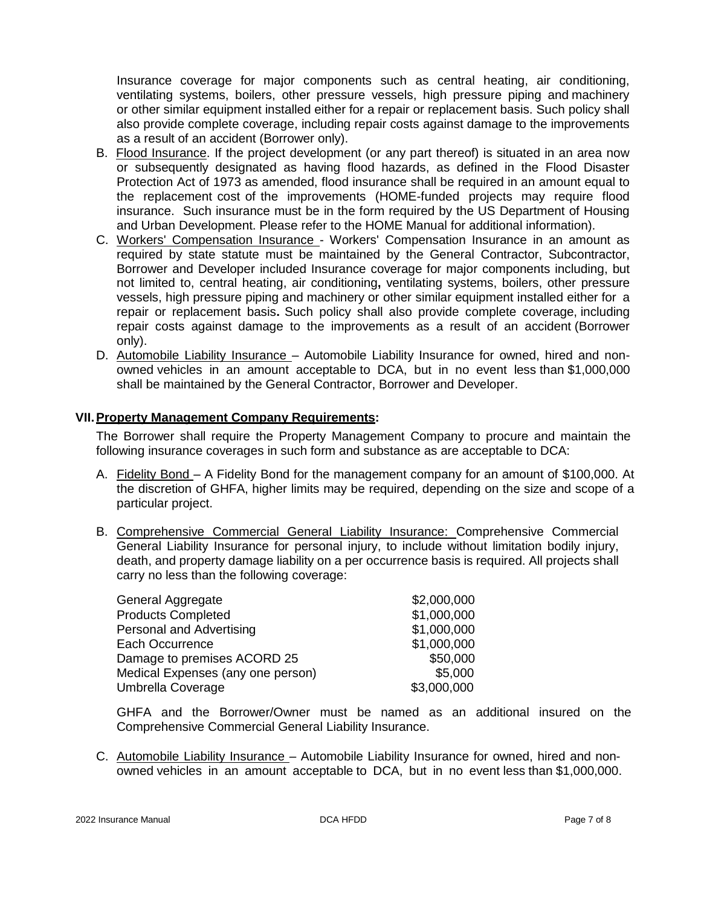Insurance coverage for major components such as central heating, air conditioning, ventilating systems, boilers, other pressure vessels, high pressure piping and machinery or other similar equipment installed either for a repair or replacement basis. Such policy shall also provide complete coverage, including repair costs against damage to the improvements as a result of an accident (Borrower only).

B. Flood Insurance. If the project development (or any part thereof) is situated in an area now or subsequently designated as having flood hazards, as defined in the Flood Disaster Protection Act of 1973 as amended, flood insurance shall be required in an amount equal to the replacement cost of the improvements (HOME-funded projects may require flood insurance. Such insurance must be in the form required by the US Department of Housing and Urban Development. Please refer to the HOME Manual for additional information).

C. Workers' Compensation Insurance - Workers' Compensation Insurance in an amount as required by state statute must be maintained by the General Contractor, Subcontractor, Borrower and Developer included Insurance coverage for major components including, but not limited to, central heating, air conditioning**,** ventilating systems, boilers, other pressure vessels, high pressure piping and machinery or other similar equipment installed either for a repair or replacement basis**.** Such policy shall also provide complete coverage, including repair costs against damage to the improvements as a result of an accident (Borrower only).

D. Automobile Liability Insurance – Automobile Liability Insurance for owned, hired and non-owned vehicles in an amount acceptable to DCA, but in no event less than $1,000,000 shall be maintained by the General Contractor, Borrower and Developer.

## VII. Property Management Company Requirements:

The Borrower shall require the Property Management Company to procure and maintain the following insurance coverages in such form and substance as are acceptable to DCA:

A. Fidelity Bond – A Fidelity Bond for the management company for an amount of $100,000. At the discretion of GHFA, higher limits may be required, depending on the size and scope of a particular project.

B. Comprehensive Commercial General Liability Insurance: Comprehensive Commercial General Liability Insurance for personal injury, to include without limitation bodily injury, death, and property damage liability on a per occurrence basis is required. All projects shall carry no less than the following coverage:

| Coverage | Amount |
|---|---|
| General Aggregate | $2,000,000 |
| Products Completed | $1,000,000 |
| Personal and Advertising | $1,000,000 |
| Each Occurrence | $1,000,000 |
| Damage to premises ACORD 25 | $50,000 |
| Medical Expenses (any one person) | $5,000 |
| Umbrella Coverage | $3,000,000 |

GHFA and the Borrower/Owner must be named as an additional insured on the Comprehensive Commercial General Liability Insurance.

C. Automobile Liability Insurance – Automobile Liability Insurance for owned, hired and non-owned vehicles in an amount acceptable to DCA, but in no event less than $1,000,000.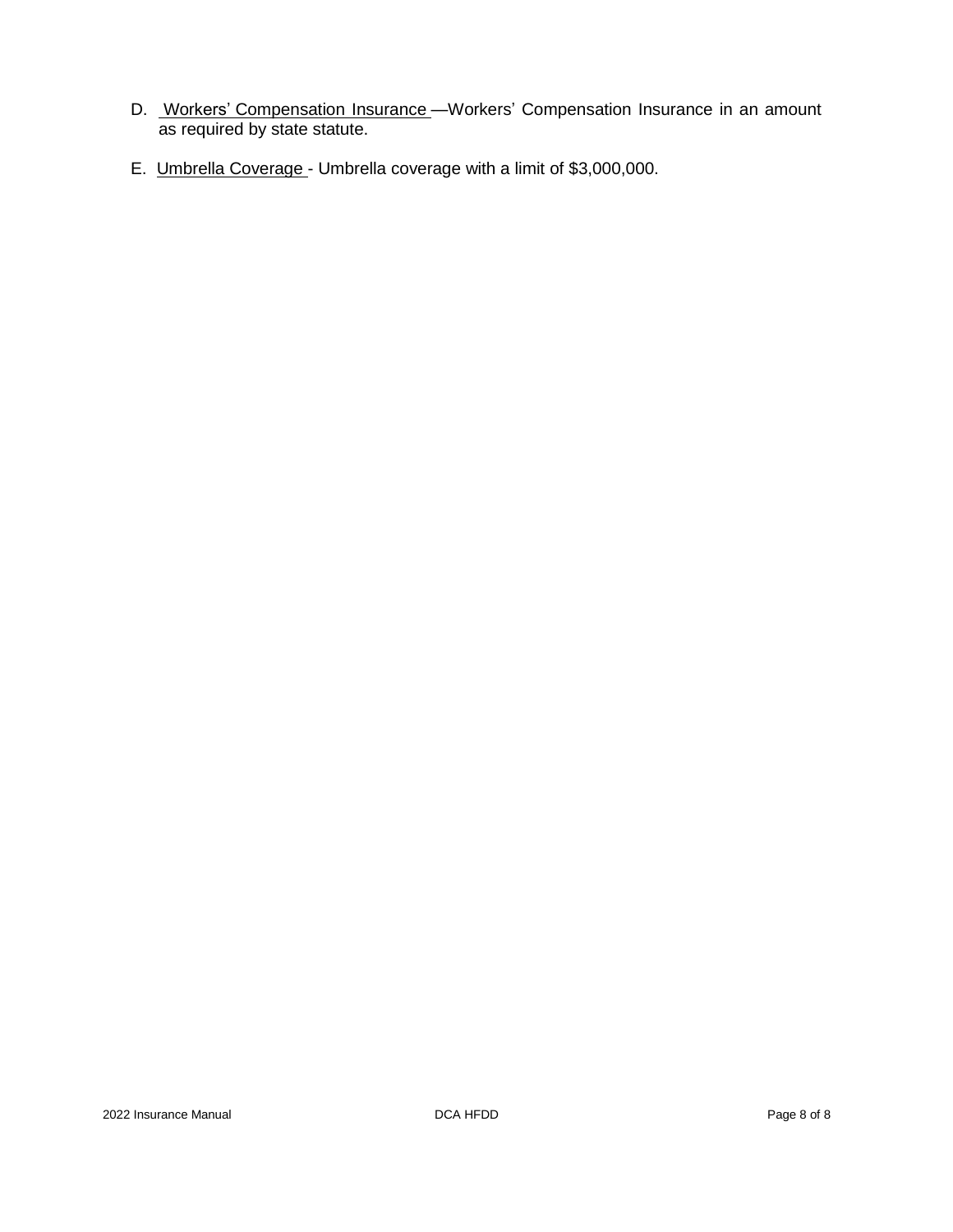D. <u>Workers' Compensation Insurance</u> —Workers' Compensation Insurance in an amount as required by state statute.

E. <u>Umbrella Coverage</u> - Umbrella coverage with a limit of $3,000,000.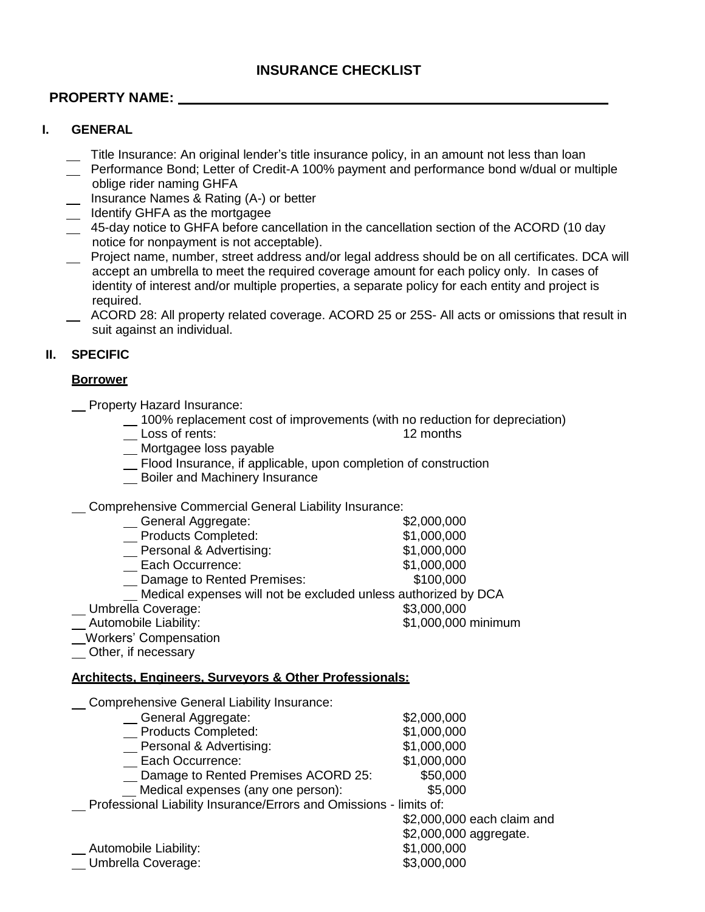# INSURANCE CHECKLIST

**PROPERTY NAME: \_\_\_\_\_\_\_\_\_\_\_\_\_\_\_\_\_\_\_\_\_\_\_\_\_\_\_\_\_\_\_\_\_\_\_\_\_\_\_\_\_\_\_\_\_\_\_\_**

## I. GENERAL

- \_\_ Title Insurance: An original lender's title insurance policy, in an amount not less than loan
- \_\_ Performance Bond; Letter of Credit-A 100% payment and performance bond w/dual or multiple oblige rider naming GHFA
- \_\_ Insurance Names & Rating (A-) or better
- \_\_ Identify GHFA as the mortgagee
- \_\_ 45-day notice to GHFA before cancellation in the cancellation section of the ACORD (10 day notice for nonpayment is not acceptable).
- \_\_ Project name, number, street address and/or legal address should be on all certificates. DCA will accept an umbrella to meet the required coverage amount for each policy only. In cases of identity of interest and/or multiple properties, a separate policy for each entity and project is required.
- \_\_ ACORD 28: All property related coverage. ACORD 25 or 25S- All acts or omissions that result in suit against an individual.

## II. SPECIFIC

**Borrower**

- \_\_ Property Hazard Insurance:
  - \_\_ 100% replacement cost of improvements (with no reduction for depreciation)
  - \_\_ Loss of rents: 12 months
  - \_\_ Mortgagee loss payable
  - \_\_ Flood Insurance, if applicable, upon completion of construction
  - \_\_ Boiler and Machinery Insurance
- \_\_ Comprehensive Commercial General Liability Insurance:
  - \_\_ General Aggregate: $2,000,000
  - \_\_ Products Completed: $1,000,000
  - \_\_ Personal & Advertising: $1,000,000
  - \_\_ Each Occurrence: $1,000,000
  - \_\_ Damage to Rented Premises: $100,000
  - \_\_ Medical expenses will not be excluded unless authorized by DCA
- \_\_ Umbrella Coverage: $3,000,000
- \_\_ Automobile Liability: $1,000,000 minimum
- \_\_ Workers' Compensation
- \_\_ Other, if necessary

**Architects, Engineers, Surveyors & Other Professionals:**

- \_\_ Comprehensive General Liability Insurance:
  - \_\_ General Aggregate: $2,000,000
  - \_\_ Products Completed: $1,000,000
  - \_\_ Personal & Advertising: $1,000,000
  - \_\_ Each Occurrence: $1,000,000
  - \_\_ Damage to Rented Premises ACORD 25: $50,000
  - \_\_ Medical expenses (any one person): $5,000
- \_\_ Professional Liability Insurance/Errors and Omissions - limits of: $2,000,000 each claim and $2,000,000 aggregate.
- \_\_ Automobile Liability: $1,000,000
- \_\_ Umbrella Coverage: $3,000,000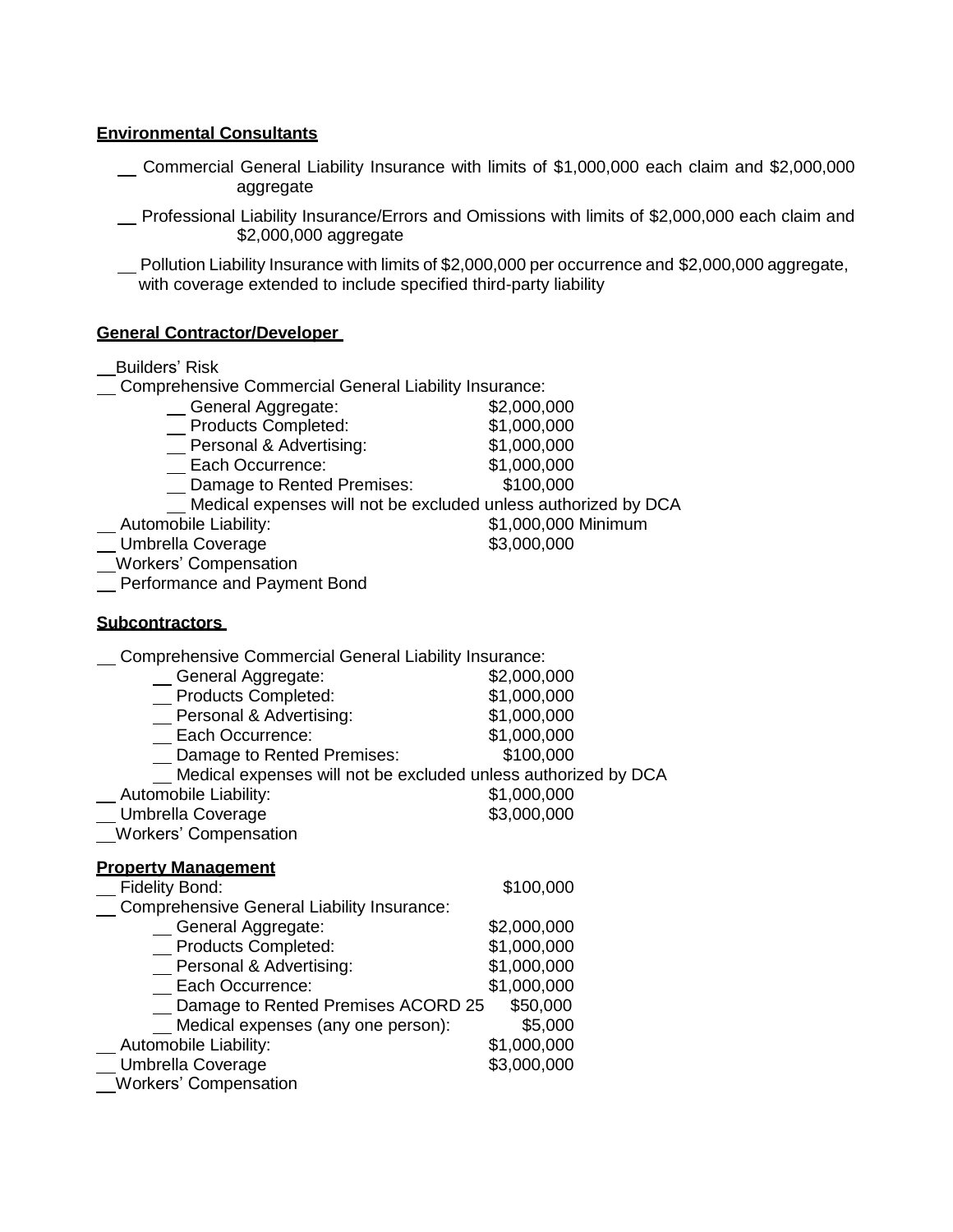**Environmental Consultants**

__ Commercial General Liability Insurance with limits of $1,000,000 each claim and $2,000,000 aggregate

__ Professional Liability Insurance/Errors and Omissions with limits of $2,000,000 each claim and $2,000,000 aggregate

__ Pollution Liability Insurance with limits of $2,000,000 per occurrence and $2,000,000 aggregate, with coverage extended to include specified third-party liability

**General Contractor/Developer**

__ Builders' Risk
__ Comprehensive Commercial General Liability Insurance:
  __ General Aggregate: $2,000,000
  __ Products Completed: $1,000,000
  __ Personal & Advertising: $1,000,000
  __ Each Occurrence: $1,000,000
  __ Damage to Rented Premises: $100,000
  __ Medical expenses will not be excluded unless authorized by DCA
__ Automobile Liability: $1,000,000 Minimum
__ Umbrella Coverage $3,000,000
__ Workers' Compensation
__ Performance and Payment Bond

**Subcontractors**

__ Comprehensive Commercial General Liability Insurance:
  __ General Aggregate: $2,000,000
  __ Products Completed: $1,000,000
  __ Personal & Advertising: $1,000,000
  __ Each Occurrence: $1,000,000
  __ Damage to Rented Premises: $100,000
  __ Medical expenses will not be excluded unless authorized by DCA
__ Automobile Liability: $1,000,000
__ Umbrella Coverage $3,000,000
__ Workers' Compensation

**Property Management**

__ Fidelity Bond: $100,000
__ Comprehensive General Liability Insurance:
  __ General Aggregate: $2,000,000
  __ Products Completed: $1,000,000
  __ Personal & Advertising: $1,000,000
  __ Each Occurrence: $1,000,000
  __ Damage to Rented Premises ACORD 25 $50,000
  __ Medical expenses (any one person): $5,000
__ Automobile Liability: $1,000,000
__ Umbrella Coverage $3,000,000
__ Workers' Compensation